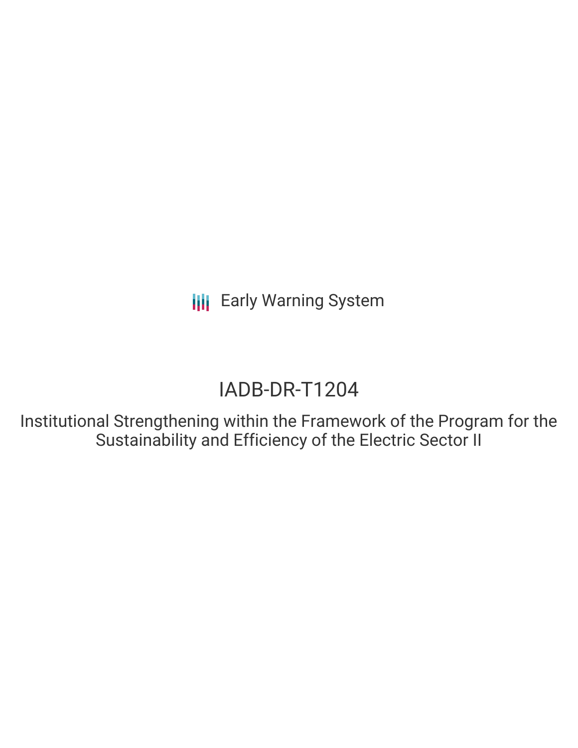Early Warning System

# IADB-DR-T1204

## Institutional Strengthening within the Framework of the Program for the Sustainability and Efficiency of the Electric Sector II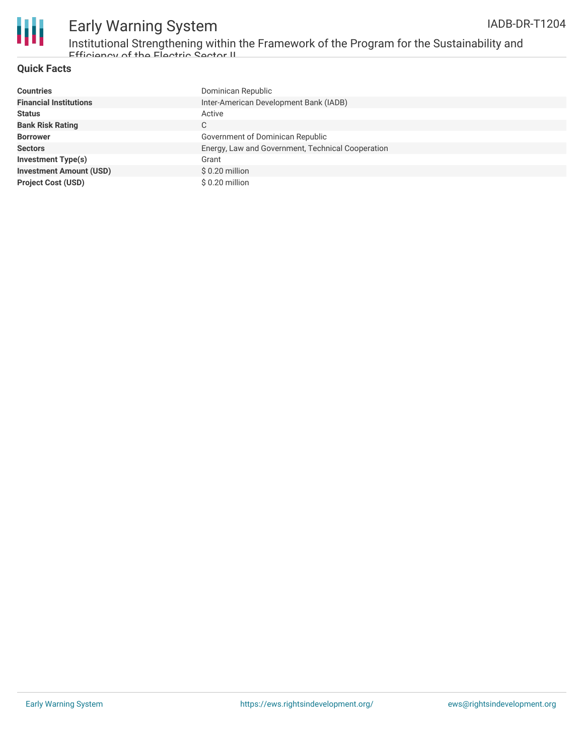## Quick Facts

| | |
|---|---|
| **Countries** | Dominican Republic |
| **Financial Institutions** | Inter-American Development Bank (IADB) |
| **Status** | Active |
| **Bank Risk Rating** | C |
| **Borrower** | Government of Dominican Republic |
| **Sectors** | Energy, Law and Government, Technical Cooperation |
| **Investment Type(s)** | Grant |
| **Investment Amount (USD)** | $ 0.20 million |
| **Project Cost (USD)** | $ 0.20 million |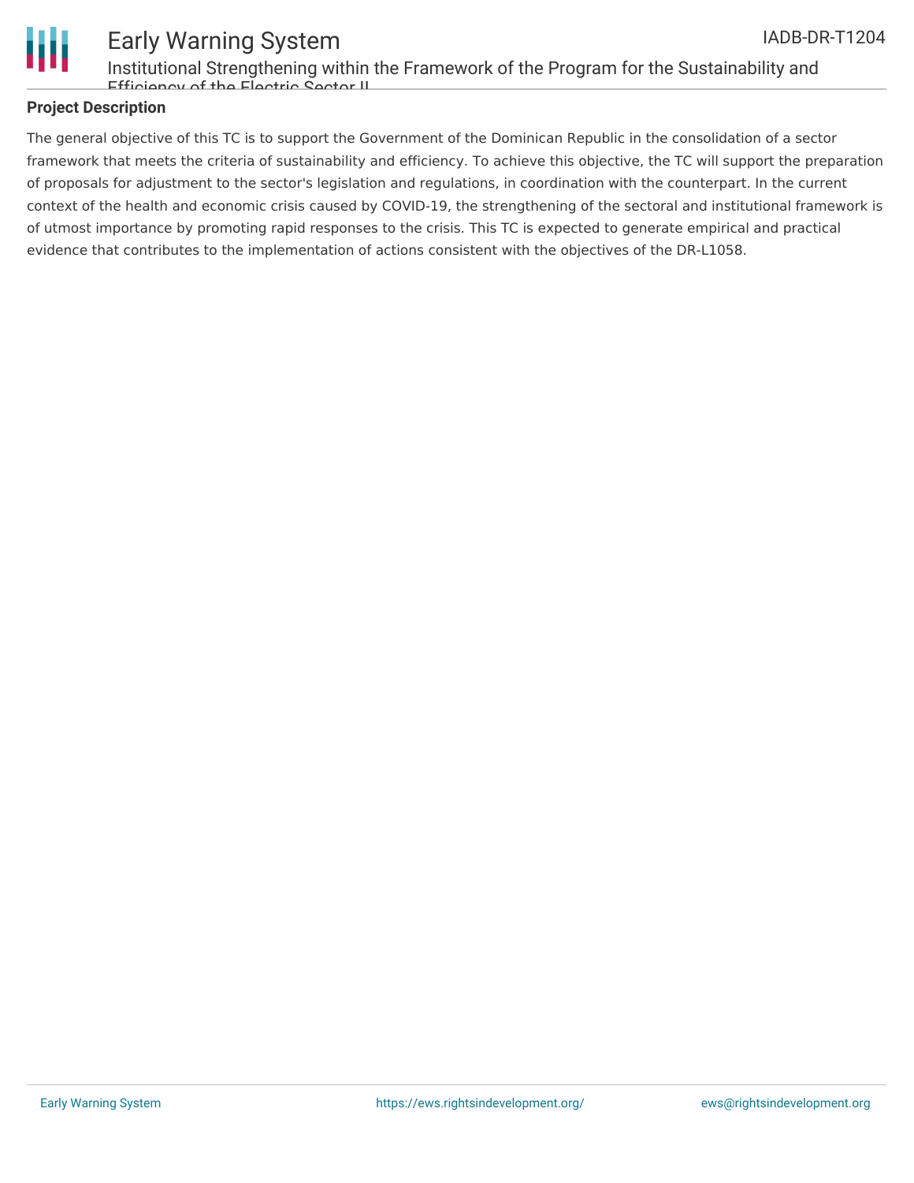**Project Description**

The general objective of this TC is to support the Government of the Dominican Republic in the consolidation of a sector framework that meets the criteria of sustainability and efficiency. To achieve this objective, the TC will support the preparation of proposals for adjustment to the sector's legislation and regulations, in coordination with the counterpart. In the current context of the health and economic crisis caused by COVID-19, the strengthening of the sectoral and institutional framework is of utmost importance by promoting rapid responses to the crisis. This TC is expected to generate empirical and practical evidence that contributes to the implementation of actions consistent with the objectives of the DR-L1058.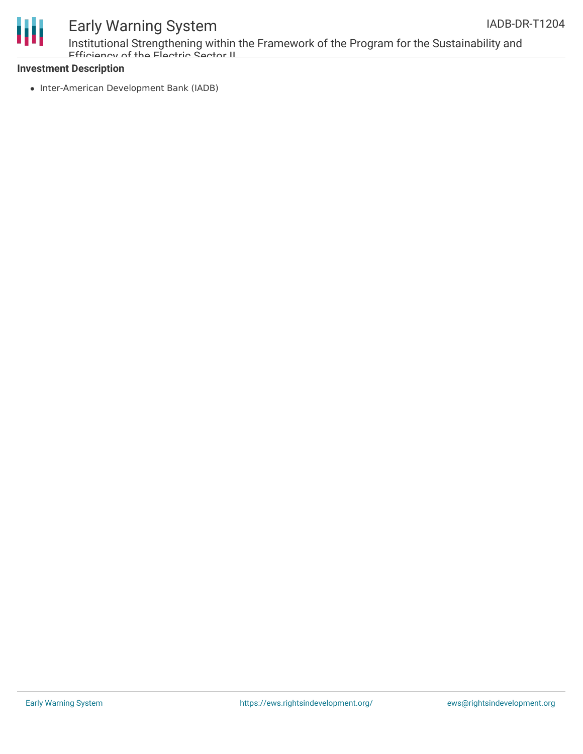**Investment Description**

- Inter-American Development Bank (IADB)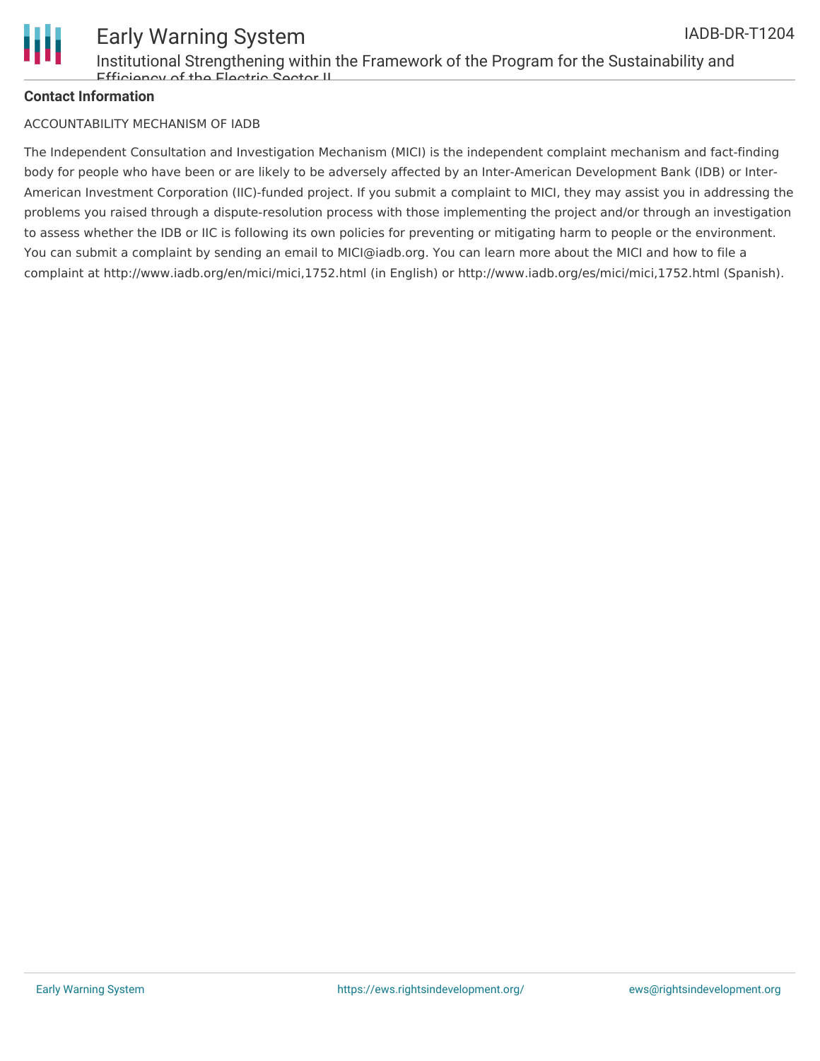**Contact Information**

ACCOUNTABILITY MECHANISM OF IADB

The Independent Consultation and Investigation Mechanism (MICI) is the independent complaint mechanism and fact-finding body for people who have been or are likely to be adversely affected by an Inter-American Development Bank (IDB) or Inter-American Investment Corporation (IIC)-funded project. If you submit a complaint to MICI, they may assist you in addressing the problems you raised through a dispute-resolution process with those implementing the project and/or through an investigation to assess whether the IDB or IIC is following its own policies for preventing or mitigating harm to people or the environment. You can submit a complaint by sending an email to MICI@iadb.org. You can learn more about the MICI and how to file a complaint at http://www.iadb.org/en/mici/mici,1752.html (in English) or http://www.iadb.org/es/mici/mici,1752.html (Spanish).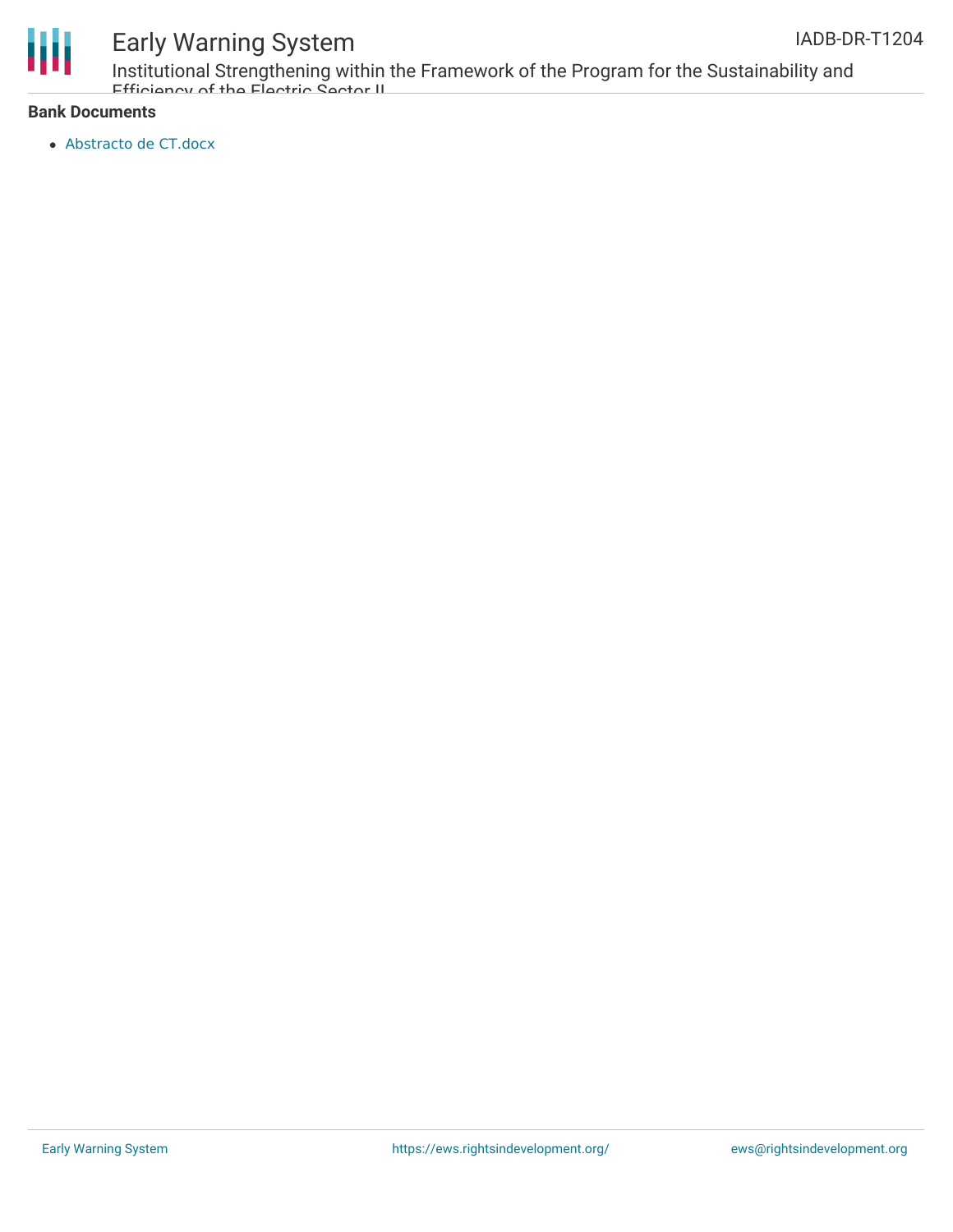**Bank Documents**

- Abstracto de CT.docx